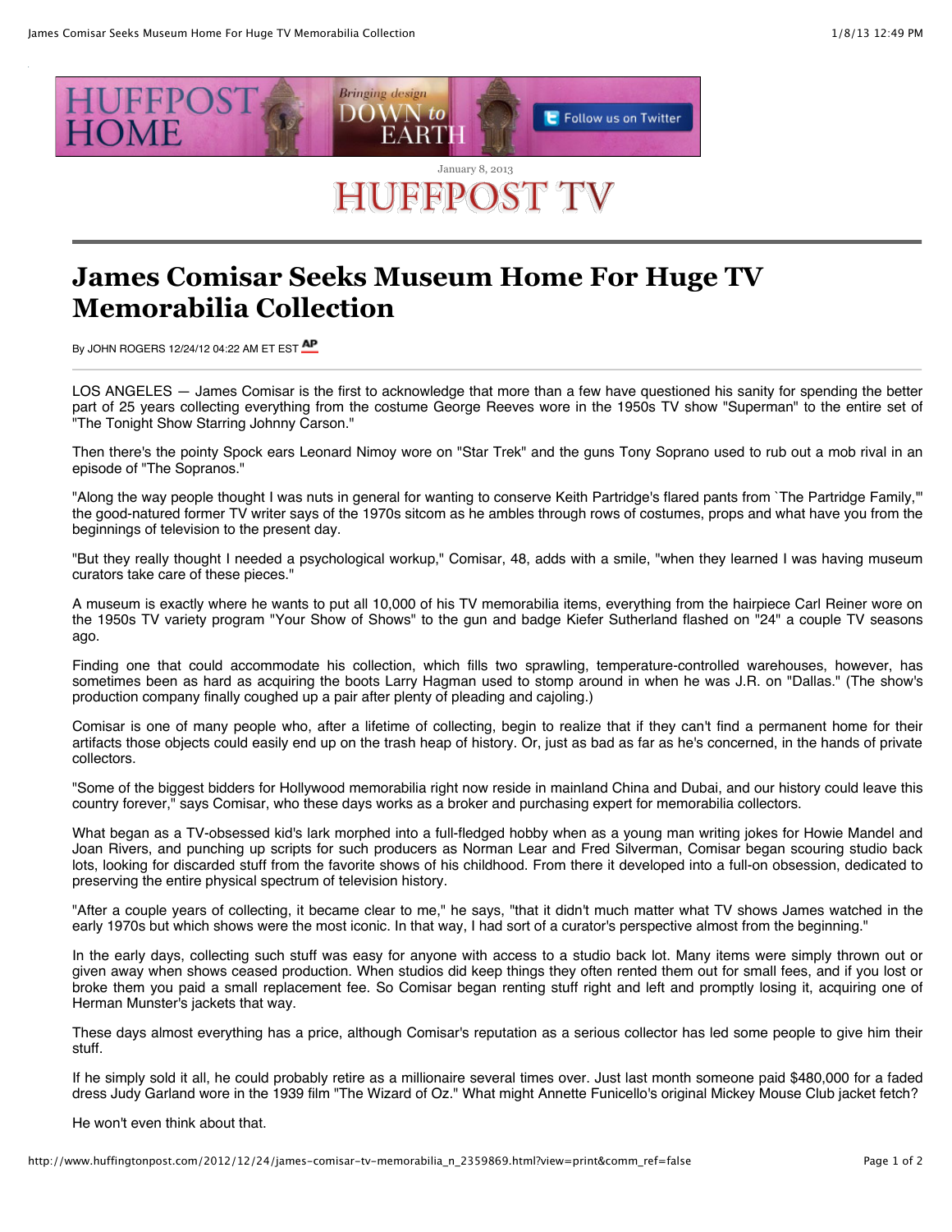HUFFPOST HOME — Bringing design DOWN to EARTH — Follow us on Twitter

January 8, 2013

HUFFPOST TV

# James Comisar Seeks Museum Home For Huge TV Memorabilia Collection

By JOHN ROGERS 12/24/12 04:22 AM ET EST AP

LOS ANGELES — James Comisar is the first to acknowledge that more than a few have questioned his sanity for spending the better part of 25 years collecting everything from the costume George Reeves wore in the 1950s TV show "Superman" to the entire set of "The Tonight Show Starring Johnny Carson."

Then there's the pointy Spock ears Leonard Nimoy wore on "Star Trek" and the guns Tony Soprano used to rub out a mob rival in an episode of "The Sopranos."

"Along the way people thought I was nuts in general for wanting to conserve Keith Partridge's flared pants from `The Partridge Family,'" the good-natured former TV writer says of the 1970s sitcom as he ambles through rows of costumes, props and what have you from the beginnings of television to the present day.

"But they really thought I needed a psychological workup," Comisar, 48, adds with a smile, "when they learned I was having museum curators take care of these pieces."

A museum is exactly where he wants to put all 10,000 of his TV memorabilia items, everything from the hairpiece Carl Reiner wore on the 1950s TV variety program "Your Show of Shows" to the gun and badge Kiefer Sutherland flashed on "24" a couple TV seasons ago.

Finding one that could accommodate his collection, which fills two sprawling, temperature-controlled warehouses, however, has sometimes been as hard as acquiring the boots Larry Hagman used to stomp around in when he was J.R. on "Dallas." (The show's production company finally coughed up a pair after plenty of pleading and cajoling.)

Comisar is one of many people who, after a lifetime of collecting, begin to realize that if they can't find a permanent home for their artifacts those objects could easily end up on the trash heap of history. Or, just as bad as far as he's concerned, in the hands of private collectors.

"Some of the biggest bidders for Hollywood memorabilia right now reside in mainland China and Dubai, and our history could leave this country forever," says Comisar, who these days works as a broker and purchasing expert for memorabilia collectors.

What began as a TV-obsessed kid's lark morphed into a full-fledged hobby when as a young man writing jokes for Howie Mandel and Joan Rivers, and punching up scripts for such producers as Norman Lear and Fred Silverman, Comisar began scouring studio back lots, looking for discarded stuff from the favorite shows of his childhood. From there it developed into a full-on obsession, dedicated to preserving the entire physical spectrum of television history.

"After a couple years of collecting, it became clear to me," he says, "that it didn't much matter what TV shows James watched in the early 1970s but which shows were the most iconic. In that way, I had sort of a curator's perspective almost from the beginning."

In the early days, collecting such stuff was easy for anyone with access to a studio back lot. Many items were simply thrown out or given away when shows ceased production. When studios did keep things they often rented them out for small fees, and if you lost or broke them you paid a small replacement fee. So Comisar began renting stuff right and left and promptly losing it, acquiring one of Herman Munster's jackets that way.

These days almost everything has a price, although Comisar's reputation as a serious collector has led some people to give him their stuff.

If he simply sold it all, he could probably retire as a millionaire several times over. Just last month someone paid $480,000 for a faded dress Judy Garland wore in the 1939 film "The Wizard of Oz." What might Annette Funicello's original Mickey Mouse Club jacket fetch?

He won't even think about that.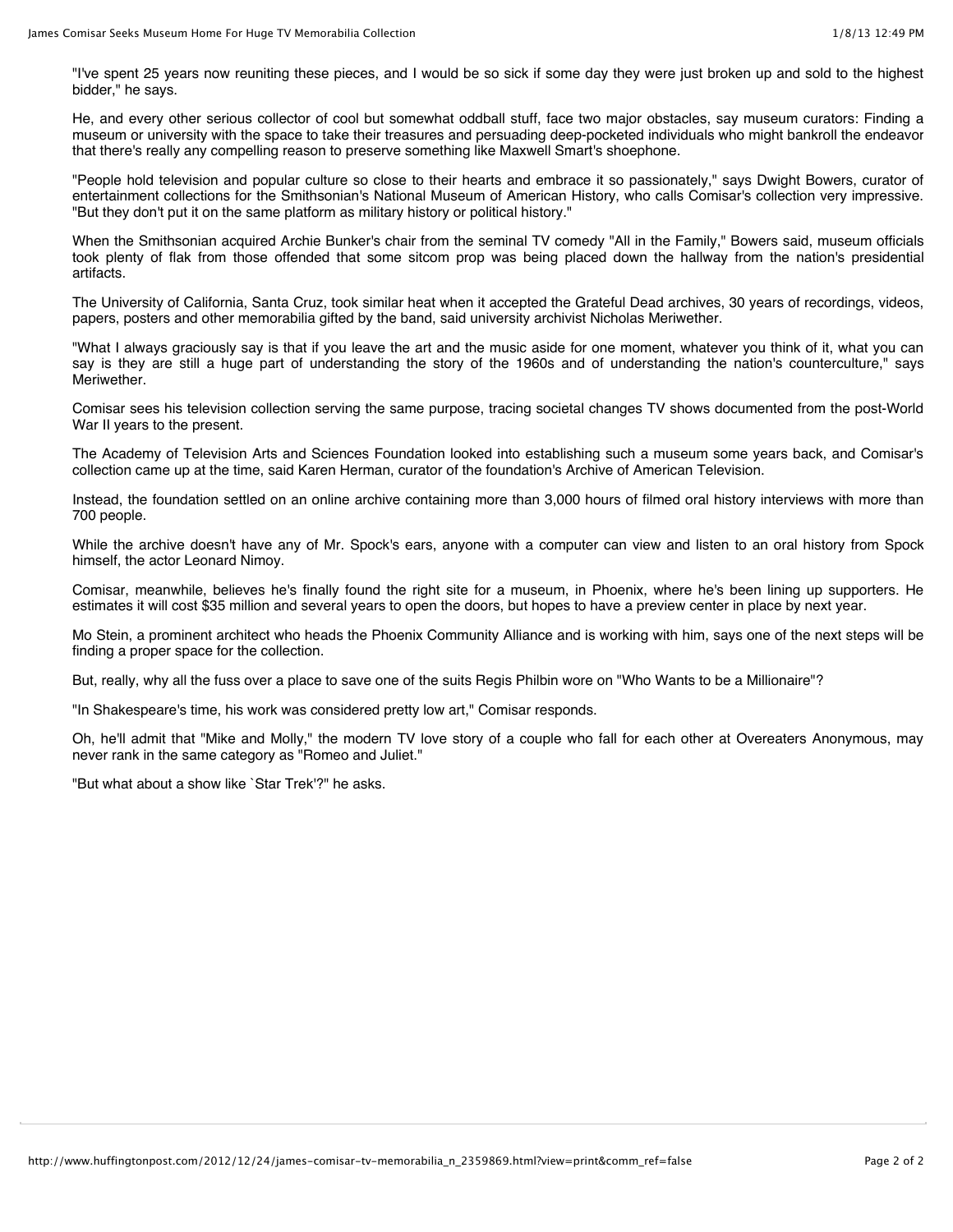"I've spent 25 years now reuniting these pieces, and I would be so sick if some day they were just broken up and sold to the highest bidder," he says.

He, and every other serious collector of cool but somewhat oddball stuff, face two major obstacles, say museum curators: Finding a museum or university with the space to take their treasures and persuading deep-pocketed individuals who might bankroll the endeavor that there's really any compelling reason to preserve something like Maxwell Smart's shoephone.

"People hold television and popular culture so close to their hearts and embrace it so passionately," says Dwight Bowers, curator of entertainment collections for the Smithsonian's National Museum of American History, who calls Comisar's collection very impressive. "But they don't put it on the same platform as military history or political history."

When the Smithsonian acquired Archie Bunker's chair from the seminal TV comedy "All in the Family," Bowers said, museum officials took plenty of flak from those offended that some sitcom prop was being placed down the hallway from the nation's presidential artifacts.

The University of California, Santa Cruz, took similar heat when it accepted the Grateful Dead archives, 30 years of recordings, videos, papers, posters and other memorabilia gifted by the band, said university archivist Nicholas Meriwether.

"What I always graciously say is that if you leave the art and the music aside for one moment, whatever you think of it, what you can say is they are still a huge part of understanding the story of the 1960s and of understanding the nation's counterculture," says Meriwether.

Comisar sees his television collection serving the same purpose, tracing societal changes TV shows documented from the post-World War II years to the present.

The Academy of Television Arts and Sciences Foundation looked into establishing such a museum some years back, and Comisar's collection came up at the time, said Karen Herman, curator of the foundation's Archive of American Television.

Instead, the foundation settled on an online archive containing more than 3,000 hours of filmed oral history interviews with more than 700 people.

While the archive doesn't have any of Mr. Spock's ears, anyone with a computer can view and listen to an oral history from Spock himself, the actor Leonard Nimoy.

Comisar, meanwhile, believes he's finally found the right site for a museum, in Phoenix, where he's been lining up supporters. He estimates it will cost $35 million and several years to open the doors, but hopes to have a preview center in place by next year.

Mo Stein, a prominent architect who heads the Phoenix Community Alliance and is working with him, says one of the next steps will be finding a proper space for the collection.

But, really, why all the fuss over a place to save one of the suits Regis Philbin wore on "Who Wants to be a Millionaire"?

"In Shakespeare's time, his work was considered pretty low art," Comisar responds.

Oh, he'll admit that "Mike and Molly," the modern TV love story of a couple who fall for each other at Overeaters Anonymous, may never rank in the same category as "Romeo and Juliet."

"But what about a show like `Star Trek'?" he asks.